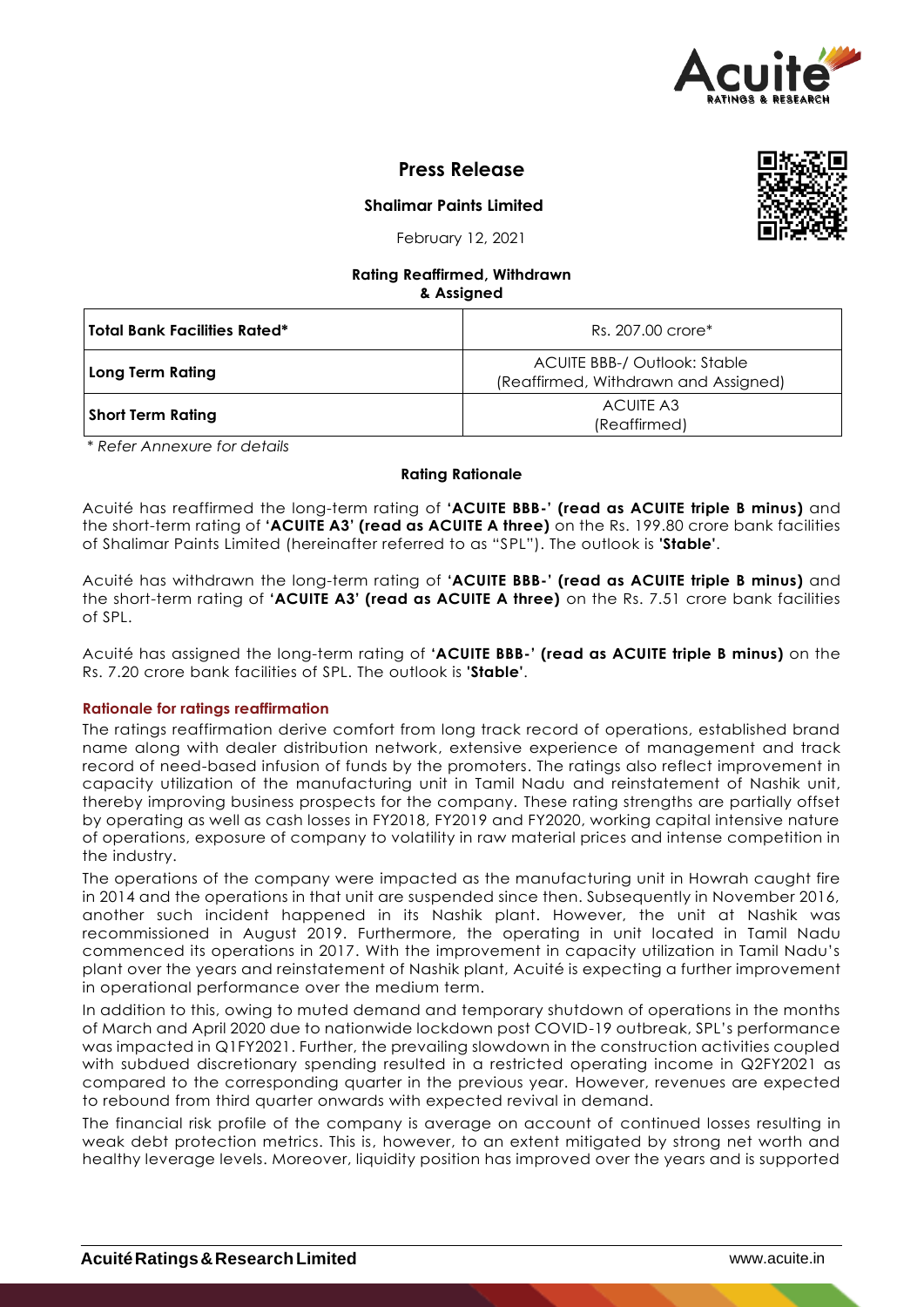# Press Release

**Shalimar Paints Limited**

February 12, 2021

**Rating Reaffirmed, Withdrawn & Assigned**

| **Total Bank Facilities Rated*** | Rs. 207.00 crore* |
|---|---|
| **Long Term Rating** | ACUITE BBB-/ Outlook: Stable (Reaffirmed, Withdrawn and Assigned) |
| **Short Term Rating** | ACUITE A3 (Reaffirmed) |

*\* Refer Annexure for details*

**Rating Rationale**

Acuité has reaffirmed the long-term rating of **'ACUITE BBB-' (read as ACUITE triple B minus)** and the short-term rating of **'ACUITE A3' (read as ACUITE A three)** on the Rs. 199.80 crore bank facilities of Shalimar Paints Limited (hereinafter referred to as "SPL"). The outlook is **'Stable'**.

Acuité has withdrawn the long-term rating of **'ACUITE BBB-' (read as ACUITE triple B minus)** and the short-term rating of **'ACUITE A3' (read as ACUITE A three)** on the Rs. 7.51 crore bank facilities of SPL.

Acuité has assigned the long-term rating of **'ACUITE BBB-' (read as ACUITE triple B minus)** on the Rs. 7.20 crore bank facilities of SPL. The outlook is **'Stable'**.

**Rationale for ratings reaffirmation**

The ratings reaffirmation derive comfort from long track record of operations, established brand name along with dealer distribution network, extensive experience of management and track record of need-based infusion of funds by the promoters. The ratings also reflect improvement in capacity utilization of the manufacturing unit in Tamil Nadu and reinstatement of Nashik unit, thereby improving business prospects for the company. These rating strengths are partially offset by operating as well as cash losses in FY2018, FY2019 and FY2020, working capital intensive nature of operations, exposure of company to volatility in raw material prices and intense competition in the industry.

The operations of the company were impacted as the manufacturing unit in Howrah caught fire in 2014 and the operations in that unit are suspended since then. Subsequently in November 2016, another such incident happened in its Nashik plant. However, the unit at Nashik was recommissioned in August 2019. Furthermore, the operating in unit located in Tamil Nadu commenced its operations in 2017. With the improvement in capacity utilization in Tamil Nadu's plant over the years and reinstatement of Nashik plant, Acuité is expecting a further improvement in operational performance over the medium term.

In addition to this, owing to muted demand and temporary shutdown of operations in the months of March and April 2020 due to nationwide lockdown post COVID-19 outbreak, SPL's performance was impacted in Q1FY2021. Further, the prevailing slowdown in the construction activities coupled with subdued discretionary spending resulted in a restricted operating income in Q2FY2021 as compared to the corresponding quarter in the previous year. However, revenues are expected to rebound from third quarter onwards with expected revival in demand.

The financial risk profile of the company is average on account of continued losses resulting in weak debt protection metrics. This is, however, to an extent mitigated by strong net worth and healthy leverage levels. Moreover, liquidity position has improved over the years and is supported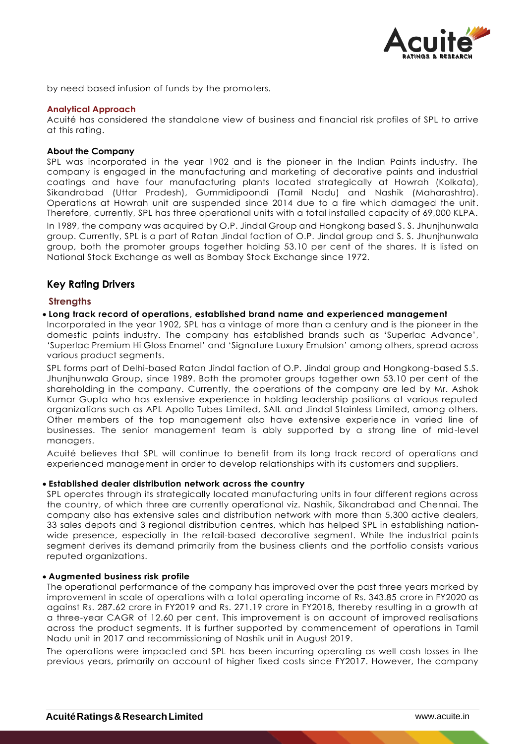by need based infusion of funds by the promoters.

### Analytical Approach

Acuité has considered the standalone view of business and financial risk profiles of SPL to arrive at this rating.

### About the Company

SPL was incorporated in the year 1902 and is the pioneer in the Indian Paints industry. The company is engaged in the manufacturing and marketing of decorative paints and industrial coatings and have four manufacturing plants located strategically at Howrah (Kolkata), Sikandrabad (Uttar Pradesh), Gummidipoondi (Tamil Nadu) and Nashik (Maharashtra). Operations at Howrah unit are suspended since 2014 due to a fire which damaged the unit. Therefore, currently, SPL has three operational units with a total installed capacity of 69,000 KLPA.

In 1989, the company was acquired by O.P. Jindal Group and Hongkong based S. S. Jhunjhunwala group. Currently, SPL is a part of Ratan Jindal faction of O.P. Jindal group and S. S. Jhunjhunwala group, both the promoter groups together holding 53.10 per cent of the shares. It is listed on National Stock Exchange as well as Bombay Stock Exchange since 1972.

## Key Rating Drivers

### Strengths

- **Long track record of operations, established brand name and experienced management**

Incorporated in the year 1902, SPL has a vintage of more than a century and is the pioneer in the domestic paints industry. The company has established brands such as 'Superlac Advance', 'Superlac Premium Hi Gloss Enamel' and 'Signature Luxury Emulsion' among others, spread across various product segments.

SPL forms part of Delhi-based Ratan Jindal faction of O.P. Jindal group and Hongkong-based S.S. Jhunjhunwala Group, since 1989. Both the promoter groups together own 53.10 per cent of the shareholding in the company. Currently, the operations of the company are led by Mr. Ashok Kumar Gupta who has extensive experience in holding leadership positions at various reputed organizations such as APL Apollo Tubes Limited, SAIL and Jindal Stainless Limited, among others. Other members of the top management also have extensive experience in varied line of businesses. The senior management team is ably supported by a strong line of mid-level managers.

Acuité believes that SPL will continue to benefit from its long track record of operations and experienced management in order to develop relationships with its customers and suppliers.

- **Established dealer distribution network across the country**

SPL operates through its strategically located manufacturing units in four different regions across the country, of which three are currently operational viz. Nashik, Sikandrabad and Chennai. The company also has extensive sales and distribution network with more than 5,300 active dealers, 33 sales depots and 3 regional distribution centres, which has helped SPL in establishing nation-wide presence, especially in the retail-based decorative segment. While the industrial paints segment derives its demand primarily from the business clients and the portfolio consists various reputed organizations.

- **Augmented business risk profile**

The operational performance of the company has improved over the past three years marked by improvement in scale of operations with a total operating income of Rs. 343.85 crore in FY2020 as against Rs. 287.62 crore in FY2019 and Rs. 271.19 crore in FY2018, thereby resulting in a growth at a three-year CAGR of 12.60 per cent. This improvement is on account of improved realisations across the product segments. It is further supported by commencement of operations in Tamil Nadu unit in 2017 and recommissioning of Nashik unit in August 2019.

The operations were impacted and SPL has been incurring operating as well cash losses in the previous years, primarily on account of higher fixed costs since FY2017. However, the company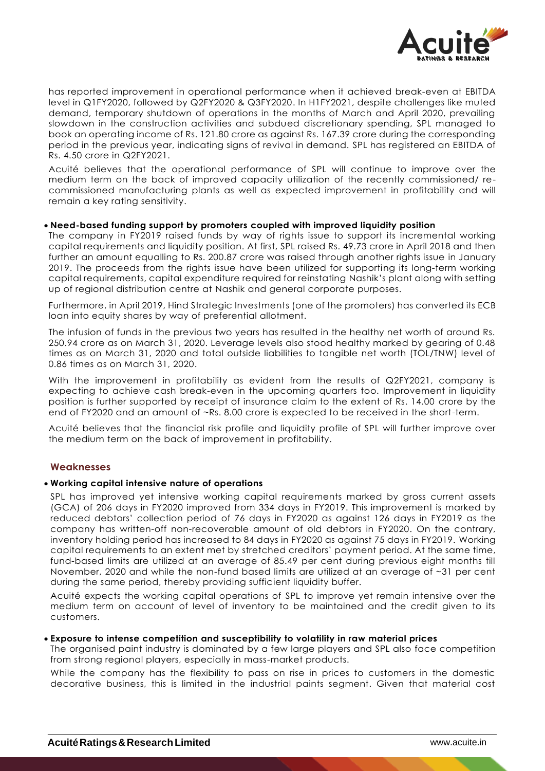has reported improvement in operational performance when it achieved break-even at EBITDA level in Q1FY2020, followed by Q2FY2020 & Q3FY2020. In H1FY2021, despite challenges like muted demand, temporary shutdown of operations in the months of March and April 2020, prevailing slowdown in the construction activities and subdued discretionary spending, SPL managed to book an operating income of Rs. 121.80 crore as against Rs. 167.39 crore during the corresponding period in the previous year, indicating signs of revival in demand. SPL has registered an EBITDA of Rs. 4.50 crore in Q2FY2021.

Acuité believes that the operational performance of SPL will continue to improve over the medium term on the back of improved capacity utilization of the recently commissioned/ re-commissioned manufacturing plants as well as expected improvement in profitability and will remain a key rating sensitivity.

- **Need-based funding support by promoters coupled with improved liquidity position**

The company in FY2019 raised funds by way of rights issue to support its incremental working capital requirements and liquidity position. At first, SPL raised Rs. 49.73 crore in April 2018 and then further an amount equalling to Rs. 200.87 crore was raised through another rights issue in January 2019. The proceeds from the rights issue have been utilized for supporting its long-term working capital requirements, capital expenditure required for reinstating Nashik's plant along with setting up of regional distribution centre at Nashik and general corporate purposes.

Furthermore, in April 2019, Hind Strategic Investments (one of the promoters) has converted its ECB loan into equity shares by way of preferential allotment.

The infusion of funds in the previous two years has resulted in the healthy net worth of around Rs. 250.94 crore as on March 31, 2020. Leverage levels also stood healthy marked by gearing of 0.48 times as on March 31, 2020 and total outside liabilities to tangible net worth (TOL/TNW) level of 0.86 times as on March 31, 2020.

With the improvement in profitability as evident from the results of Q2FY2021, company is expecting to achieve cash break-even in the upcoming quarters too. Improvement in liquidity position is further supported by receipt of insurance claim to the extent of Rs. 14.00 crore by the end of FY2020 and an amount of ~Rs. 8.00 crore is expected to be received in the short-term.

Acuité believes that the financial risk profile and liquidity profile of SPL will further improve over the medium term on the back of improvement in profitability.

## Weaknesses

- **Working capital intensive nature of operations**

SPL has improved yet intensive working capital requirements marked by gross current assets (GCA) of 206 days in FY2020 improved from 334 days in FY2019. This improvement is marked by reduced debtors' collection period of 76 days in FY2020 as against 126 days in FY2019 as the company has written-off non-recoverable amount of old debtors in FY2020. On the contrary, inventory holding period has increased to 84 days in FY2020 as against 75 days in FY2019. Working capital requirements to an extent met by stretched creditors' payment period. At the same time, fund-based limits are utilized at an average of 85.49 per cent during previous eight months till November, 2020 and while the non-fund based limits are utilized at an average of ~31 per cent during the same period, thereby providing sufficient liquidity buffer.

Acuité expects the working capital operations of SPL to improve yet remain intensive over the medium term on account of level of inventory to be maintained and the credit given to its customers.

- **Exposure to intense competition and susceptibility to volatility in raw material prices**

The organised paint industry is dominated by a few large players and SPL also face competition from strong regional players, especially in mass-market products.

While the company has the flexibility to pass on rise in prices to customers in the domestic decorative business, this is limited in the industrial paints segment. Given that material cost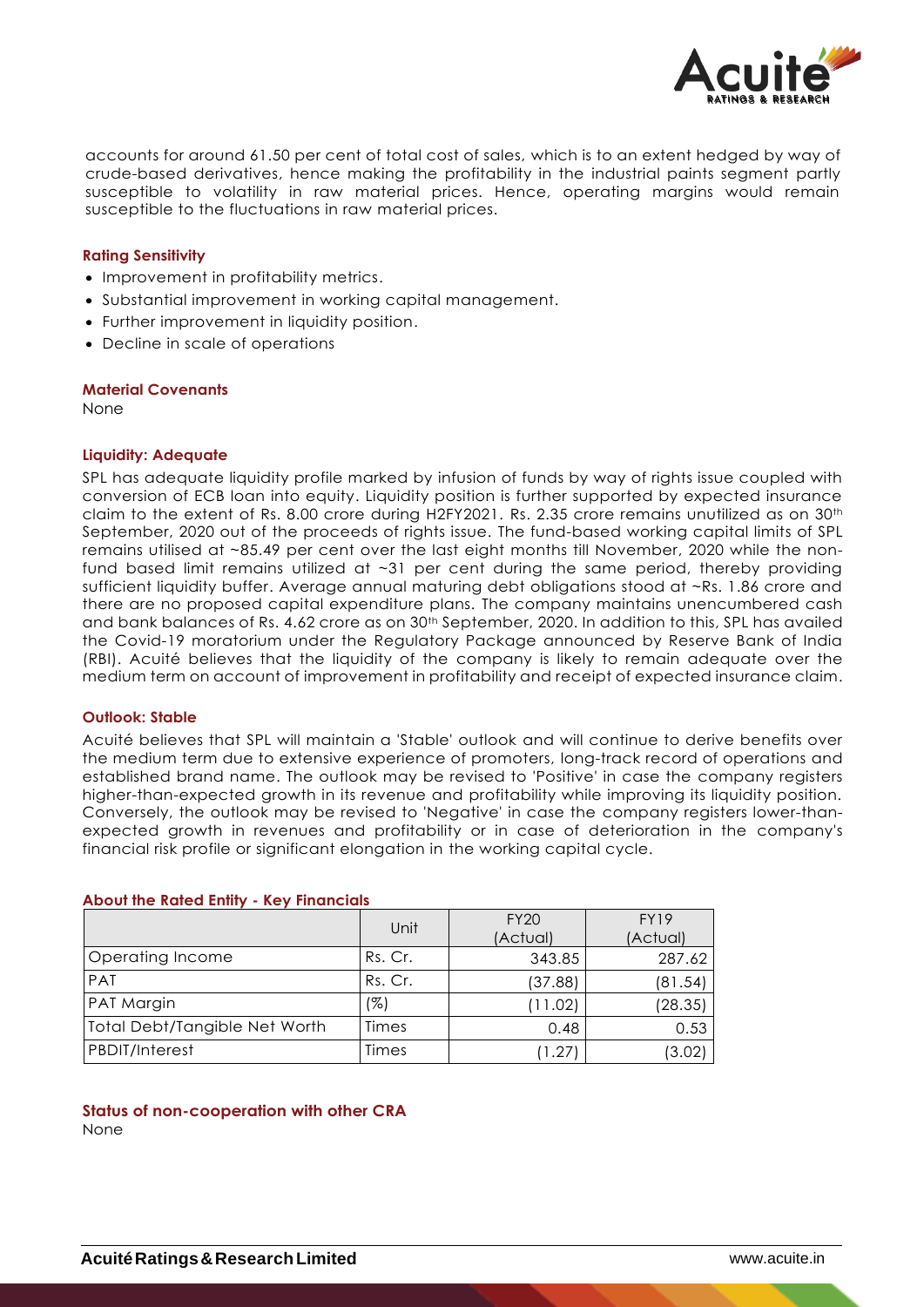accounts for around 61.50 per cent of total cost of sales, which is to an extent hedged by way of crude-based derivatives, hence making the profitability in the industrial paints segment partly susceptible to volatility in raw material prices. Hence, operating margins would remain susceptible to the fluctuations in raw material prices.

**Rating Sensitivity**

- Improvement in profitability metrics.
- Substantial improvement in working capital management.
- Further improvement in liquidity position.
- Decline in scale of operations

**Material Covenants**

None

**Liquidity: Adequate**

SPL has adequate liquidity profile marked by infusion of funds by way of rights issue coupled with conversion of ECB loan into equity. Liquidity position is further supported by expected insurance claim to the extent of Rs. 8.00 crore during H2FY2021. Rs. 2.35 crore remains unutilized as on 30th September, 2020 out of the proceeds of rights issue. The fund-based working capital limits of SPL remains utilised at ~85.49 per cent over the last eight months till November, 2020 while the non-fund based limit remains utilized at ~31 per cent during the same period, thereby providing sufficient liquidity buffer. Average annual maturing debt obligations stood at ~Rs. 1.86 crore and there are no proposed capital expenditure plans. The company maintains unencumbered cash and bank balances of Rs. 4.62 crore as on 30th September, 2020. In addition to this, SPL has availed the Covid-19 moratorium under the Regulatory Package announced by Reserve Bank of India (RBI). Acuité believes that the liquidity of the company is likely to remain adequate over the medium term on account of improvement in profitability and receipt of expected insurance claim.

**Outlook: Stable**

Acuité believes that SPL will maintain a 'Stable' outlook and will continue to derive benefits over the medium term due to extensive experience of promoters, long-track record of operations and established brand name. The outlook may be revised to 'Positive' in case the company registers higher-than-expected growth in its revenue and profitability while improving its liquidity position. Conversely, the outlook may be revised to 'Negative' in case the company registers lower-than-expected growth in revenues and profitability or in case of deterioration in the company's financial risk profile or significant elongation in the working capital cycle.

**About the Rated Entity - Key Financials**

| | Unit | FY20 (Actual) | FY19 (Actual) |
|---|---|---|---|
| Operating Income | Rs. Cr. | 343.85 | 287.62 |
| PAT | Rs. Cr. | (37.88) | (81.54) |
| PAT Margin | (%) | (11.02) | (28.35) |
| Total Debt/Tangible Net Worth | Times | 0.48 | 0.53 |
| PBDIT/Interest | Times | (1.27) | (3.02) |

**Status of non-cooperation with other CRA**

None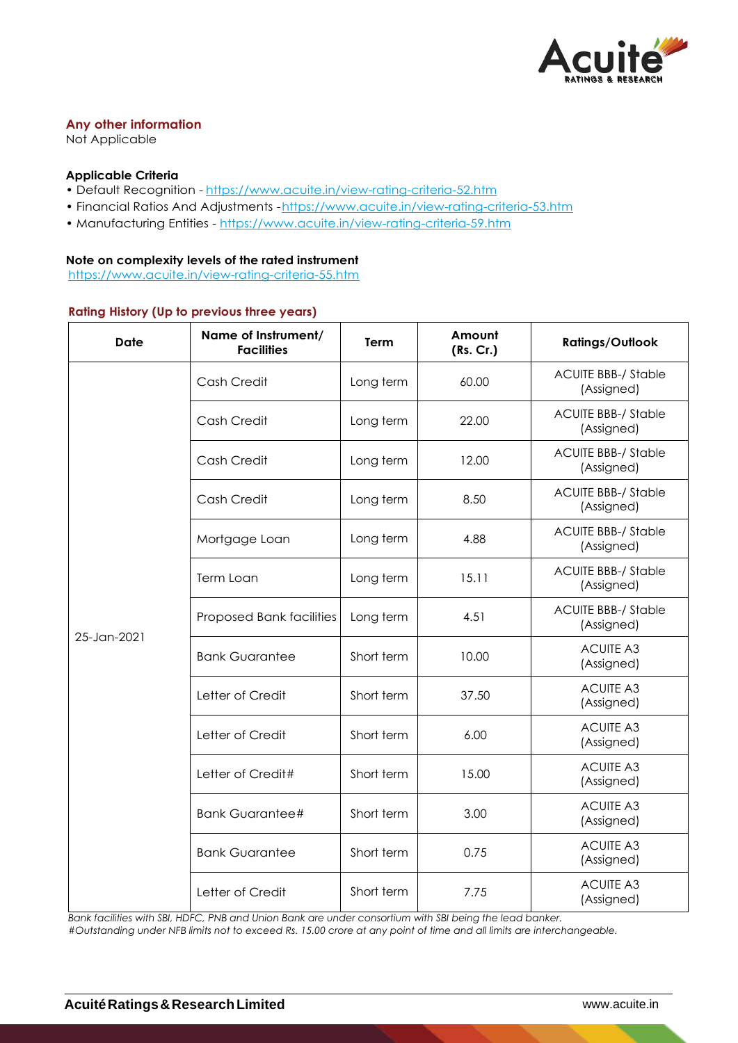### Any other information
Not Applicable

**Applicable Criteria**
- Default Recognition - https://www.acuite.in/view-rating-criteria-52.htm
- Financial Ratios And Adjustments -https://www.acuite.in/view-rating-criteria-53.htm
- Manufacturing Entities - https://www.acuite.in/view-rating-criteria-59.htm

**Note on complexity levels of the rated instrument**
https://www.acuite.in/view-rating-criteria-55.htm

### Rating History (Up to previous three years)

| Date | Name of Instrument/ Facilities | Term | Amount (Rs. Cr.) | Ratings/Outlook |
|---|---|---|---|---|
| 25-Jan-2021 | Cash Credit | Long term | 60.00 | ACUITE BBB-/ Stable (Assigned) |
| | Cash Credit | Long term | 22.00 | ACUITE BBB-/ Stable (Assigned) |
| | Cash Credit | Long term | 12.00 | ACUITE BBB-/ Stable (Assigned) |
| | Cash Credit | Long term | 8.50 | ACUITE BBB-/ Stable (Assigned) |
| | Mortgage Loan | Long term | 4.88 | ACUITE BBB-/ Stable (Assigned) |
| | Term Loan | Long term | 15.11 | ACUITE BBB-/ Stable (Assigned) |
| | Proposed Bank facilities | Long term | 4.51 | ACUITE BBB-/ Stable (Assigned) |
| | Bank Guarantee | Short term | 10.00 | ACUITE A3 (Assigned) |
| | Letter of Credit | Short term | 37.50 | ACUITE A3 (Assigned) |
| | Letter of Credit | Short term | 6.00 | ACUITE A3 (Assigned) |
| | Letter of Credit# | Short term | 15.00 | ACUITE A3 (Assigned) |
| | Bank Guarantee# | Short term | 3.00 | ACUITE A3 (Assigned) |
| | Bank Guarantee | Short term | 0.75 | ACUITE A3 (Assigned) |
| | Letter of Credit | Short term | 7.75 | ACUITE A3 (Assigned) |

*Bank facilities with SBI, HDFC, PNB and Union Bank are under consortium with SBI being the lead banker.*
*#Outstanding under NFB limits not to exceed Rs. 15.00 crore at any point of time and all limits are interchangeable.*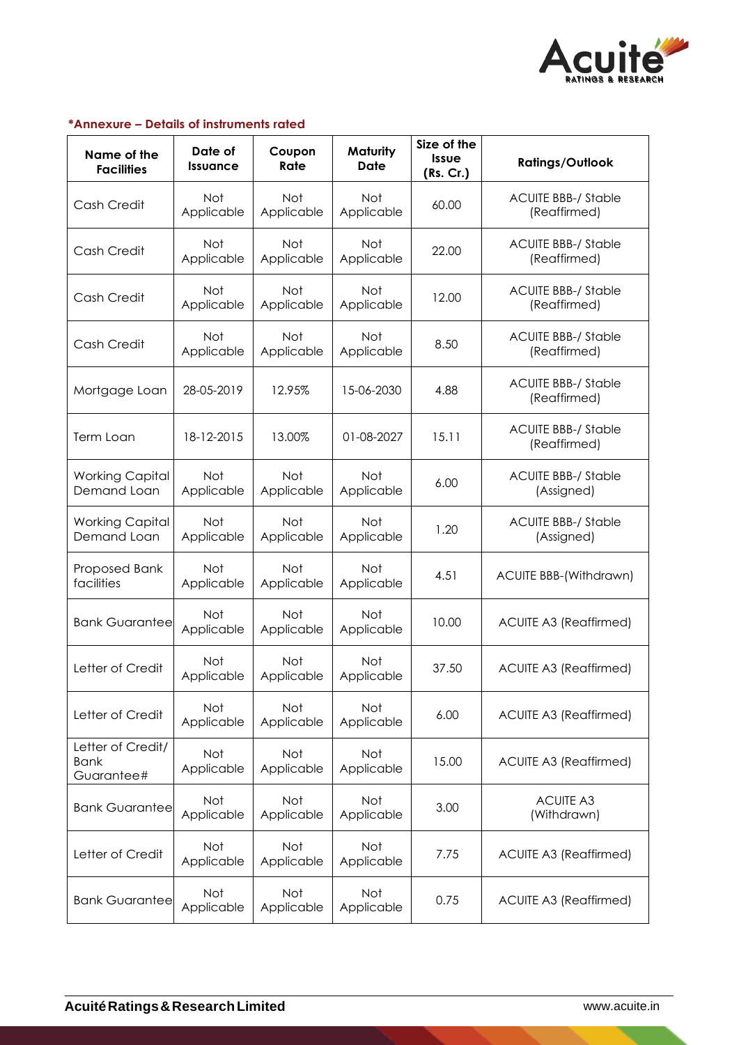**\*Annexure – Details of instruments rated**

| Name of the Facilities | Date of Issuance | Coupon Rate | Maturity Date | Size of the Issue (Rs. Cr.) | Ratings/Outlook |
|---|---|---|---|---|---|
| Cash Credit | Not Applicable | Not Applicable | Not Applicable | 60.00 | ACUITE BBB-/ Stable (Reaffirmed) |
| Cash Credit | Not Applicable | Not Applicable | Not Applicable | 22.00 | ACUITE BBB-/ Stable (Reaffirmed) |
| Cash Credit | Not Applicable | Not Applicable | Not Applicable | 12.00 | ACUITE BBB-/ Stable (Reaffirmed) |
| Cash Credit | Not Applicable | Not Applicable | Not Applicable | 8.50 | ACUITE BBB-/ Stable (Reaffirmed) |
| Mortgage Loan | 28-05-2019 | 12.95% | 15-06-2030 | 4.88 | ACUITE BBB-/ Stable (Reaffirmed) |
| Term Loan | 18-12-2015 | 13.00% | 01-08-2027 | 15.11 | ACUITE BBB-/ Stable (Reaffirmed) |
| Working Capital Demand Loan | Not Applicable | Not Applicable | Not Applicable | 6.00 | ACUITE BBB-/ Stable (Assigned) |
| Working Capital Demand Loan | Not Applicable | Not Applicable | Not Applicable | 1.20 | ACUITE BBB-/ Stable (Assigned) |
| Proposed Bank facilities | Not Applicable | Not Applicable | Not Applicable | 4.51 | ACUITE BBB-(Withdrawn) |
| Bank Guarantee | Not Applicable | Not Applicable | Not Applicable | 10.00 | ACUITE A3 (Reaffirmed) |
| Letter of Credit | Not Applicable | Not Applicable | Not Applicable | 37.50 | ACUITE A3 (Reaffirmed) |
| Letter of Credit | Not Applicable | Not Applicable | Not Applicable | 6.00 | ACUITE A3 (Reaffirmed) |
| Letter of Credit/ Bank Guarantee# | Not Applicable | Not Applicable | Not Applicable | 15.00 | ACUITE A3 (Reaffirmed) |
| Bank Guarantee | Not Applicable | Not Applicable | Not Applicable | 3.00 | ACUITE A3 (Withdrawn) |
| Letter of Credit | Not Applicable | Not Applicable | Not Applicable | 7.75 | ACUITE A3 (Reaffirmed) |
| Bank Guarantee | Not Applicable | Not Applicable | Not Applicable | 0.75 | ACUITE A3 (Reaffirmed) |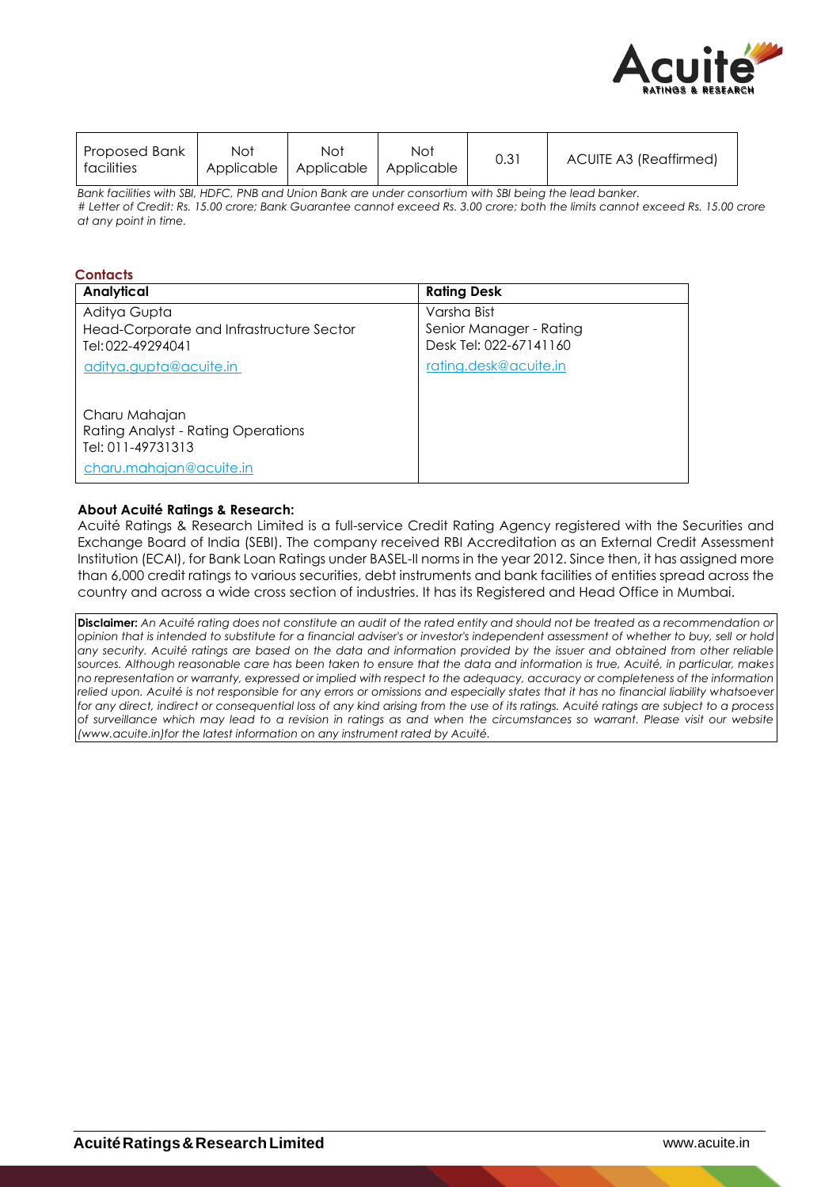| | | | | | |
|---|---|---|---|---|---|
| Proposed Bank facilities | Not Applicable | Not Applicable | Not Applicable | 0.31 | ACUITE A3 (Reaffirmed) |

*Bank facilities with SBI, HDFC, PNB and Union Bank are under consortium with SBI being the lead banker.*
*# Letter of Credit: Rs. 15.00 crore; Bank Guarantee cannot exceed Rs. 3.00 crore; both the limits cannot exceed Rs. 15.00 crore at any point in time.*

**Contacts**

| Analytical | Rating Desk |
|---|---|
| Aditya Gupta<br>Head-Corporate and Infrastructure Sector<br>Tel: 022-49294041<br>aditya.gupta@acuite.in<br><br>Charu Mahajan<br>Rating Analyst - Rating Operations<br>Tel: 011-49731313<br>charu.mahajan@acuite.in | Varsha Bist<br>Senior Manager - Rating<br>Desk Tel: 022-67141160<br>rating.desk@acuite.in |

**About Acuité Ratings & Research:**

Acuité Ratings & Research Limited is a full-service Credit Rating Agency registered with the Securities and Exchange Board of India (SEBI). The company received RBI Accreditation as an External Credit Assessment Institution (ECAI), for Bank Loan Ratings under BASEL-II norms in the year 2012. Since then, it has assigned more than 6,000 credit ratings to various securities, debt instruments and bank facilities of entities spread across the country and across a wide cross section of industries. It has its Registered and Head Office in Mumbai.

**Disclaimer:** *An Acuité rating does not constitute an audit of the rated entity and should not be treated as a recommendation or opinion that is intended to substitute for a financial adviser's or investor's independent assessment of whether to buy, sell or hold any security. Acuité ratings are based on the data and information provided by the issuer and obtained from other reliable sources. Although reasonable care has been taken to ensure that the data and information is true, Acuité, in particular, makes no representation or warranty, expressed or implied with respect to the adequacy, accuracy or completeness of the information relied upon. Acuité is not responsible for any errors or omissions and especially states that it has no financial liability whatsoever for any direct, indirect or consequential loss of any kind arising from the use of its ratings. Acuité ratings are subject to a process of surveillance which may lead to a revision in ratings as and when the circumstances so warrant. Please visit our website (www.acuite.in)for the latest information on any instrument rated by Acuité.*